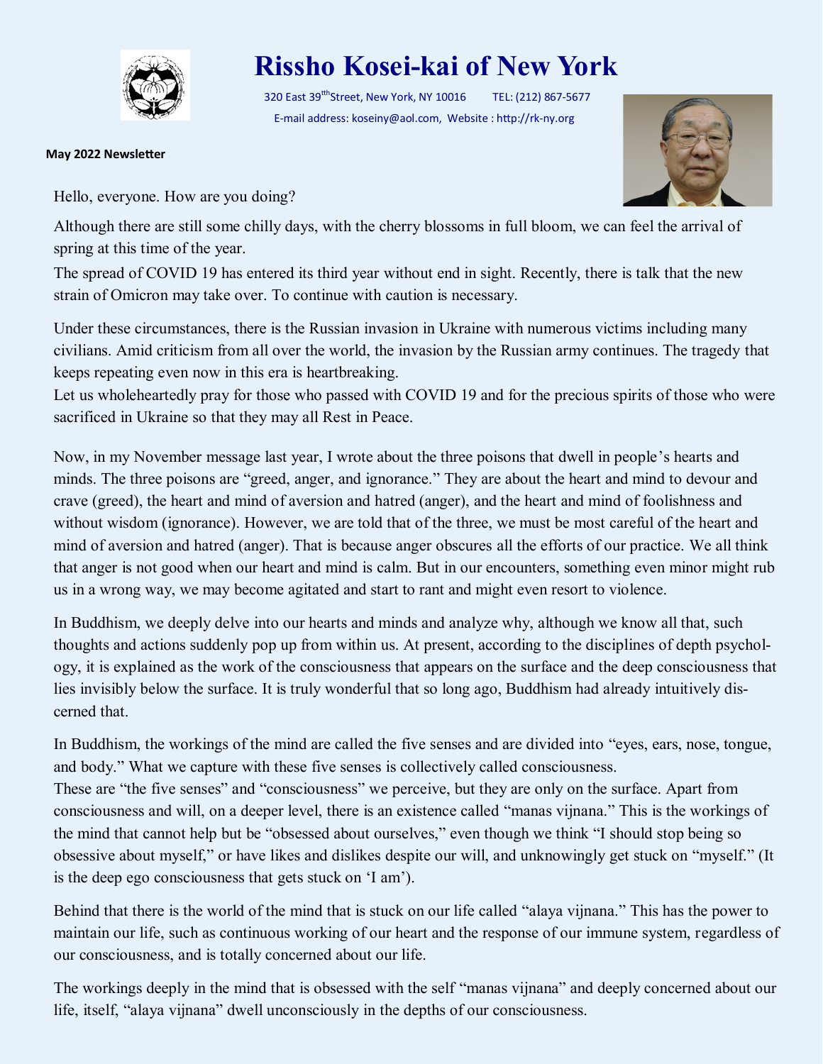# Rissho Kosei-kai of New York

320 East 39tthStreet, New York, NY 10016 TEL: (212) 867-5677

E-mail address: koseiny@aol.com, Website : http://rk-ny.org

**May 2022 Newsletter**

Hello, everyone. How are you doing?

Although there are still some chilly days, with the cherry blossoms in full bloom, we can feel the arrival of spring at this time of the year.

The spread of COVID 19 has entered its third year without end in sight. Recently, there is talk that the new strain of Omicron may take over. To continue with caution is necessary.

Under these circumstances, there is the Russian invasion in Ukraine with numerous victims including many civilians. Amid criticism from all over the world, the invasion by the Russian army continues. The tragedy that keeps repeating even now in this era is heartbreaking.

Let us wholeheartedly pray for those who passed with COVID 19 and for the precious spirits of those who were sacrificed in Ukraine so that they may all Rest in Peace.

Now, in my November message last year, I wrote about the three poisons that dwell in people's hearts and minds. The three poisons are "greed, anger, and ignorance." They are about the heart and mind to devour and crave (greed), the heart and mind of aversion and hatred (anger), and the heart and mind of foolishness and without wisdom (ignorance). However, we are told that of the three, we must be most careful of the heart and mind of aversion and hatred (anger). That is because anger obscures all the efforts of our practice. We all think that anger is not good when our heart and mind is calm. But in our encounters, something even minor might rub us in a wrong way, we may become agitated and start to rant and might even resort to violence.

In Buddhism, we deeply delve into our hearts and minds and analyze why, although we know all that, such thoughts and actions suddenly pop up from within us. At present, according to the disciplines of depth psychology, it is explained as the work of the consciousness that appears on the surface and the deep consciousness that lies invisibly below the surface. It is truly wonderful that so long ago, Buddhism had already intuitively discerned that.

In Buddhism, the workings of the mind are called the five senses and are divided into "eyes, ears, nose, tongue, and body." What we capture with these five senses is collectively called consciousness.

These are "the five senses" and "consciousness" we perceive, but they are only on the surface. Apart from consciousness and will, on a deeper level, there is an existence called "manas vijnana." This is the workings of the mind that cannot help but be "obsessed about ourselves," even though we think "I should stop being so obsessive about myself," or have likes and dislikes despite our will, and unknowingly get stuck on "myself." (It is the deep ego consciousness that gets stuck on 'I am').

Behind that there is the world of the mind that is stuck on our life called "alaya vijnana." This has the power to maintain our life, such as continuous working of our heart and the response of our immune system, regardless of our consciousness, and is totally concerned about our life.

The workings deeply in the mind that is obsessed with the self "manas vijnana" and deeply concerned about our life, itself, "alaya vijnana" dwell unconsciously in the depths of our consciousness.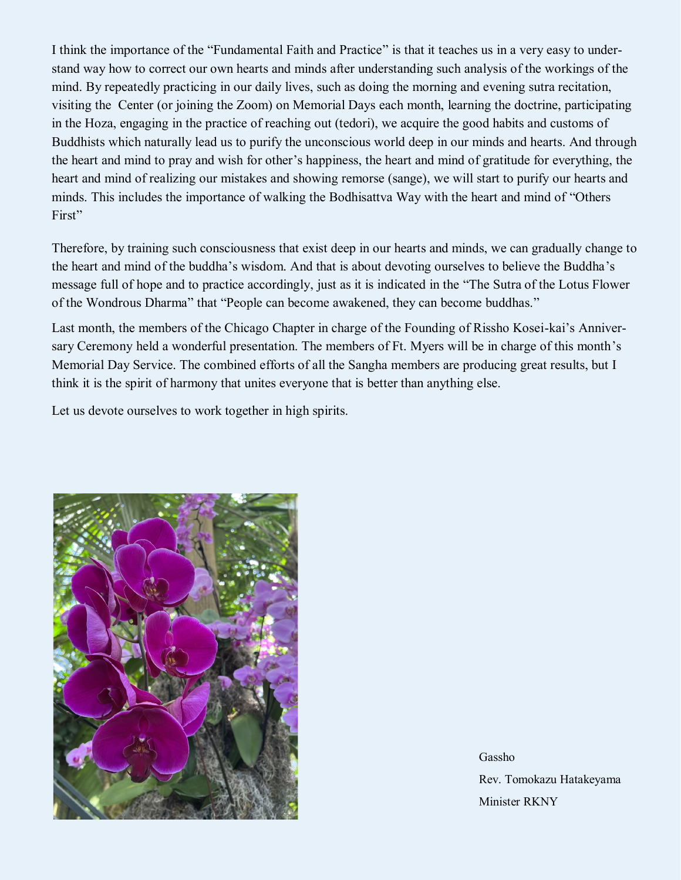I think the importance of the "Fundamental Faith and Practice" is that it teaches us in a very easy to understand way how to correct our own hearts and minds after understanding such analysis of the workings of the mind. By repeatedly practicing in our daily lives, such as doing the morning and evening sutra recitation, visiting the Center (or joining the Zoom) on Memorial Days each month, learning the doctrine, participating in the Hoza, engaging in the practice of reaching out (tedori), we acquire the good habits and customs of Buddhists which naturally lead us to purify the unconscious world deep in our minds and hearts. And through the heart and mind to pray and wish for other's happiness, the heart and mind of gratitude for everything, the heart and mind of realizing our mistakes and showing remorse (sange), we will start to purify our hearts and minds. This includes the importance of walking the Bodhisattva Way with the heart and mind of "Others First"

Therefore, by training such consciousness that exist deep in our hearts and minds, we can gradually change to the heart and mind of the buddha's wisdom. And that is about devoting ourselves to believe the Buddha's message full of hope and to practice accordingly, just as it is indicated in the "The Sutra of the Lotus Flower of the Wondrous Dharma" that "People can become awakened, they can become buddhas."

Last month, the members of the Chicago Chapter in charge of the Founding of Rissho Kosei-kai's Anniversary Ceremony held a wonderful presentation. The members of Ft. Myers will be in charge of this month's Memorial Day Service. The combined efforts of all the Sangha members are producing great results, but I think it is the spirit of harmony that unites everyone that is better than anything else.

Let us devote ourselves to work together in high spirits.

Gassho

Rev. Tomokazu Hatakeyama

Minister RKNY